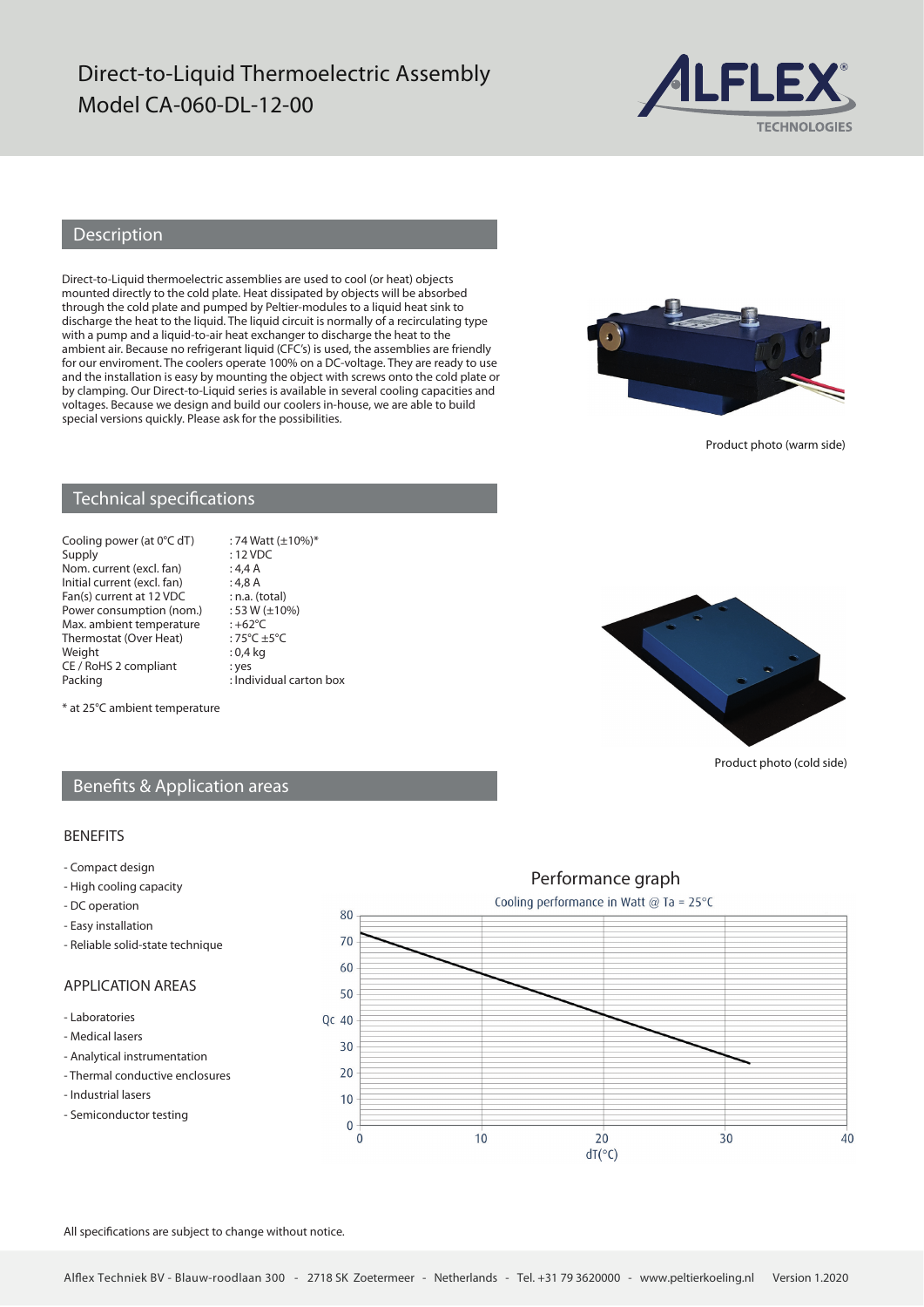# Direct-to-Liquid Thermoelectric Assembly
# Model CA-060-DL-12-00

ALFLEX® TECHNOLOGIES

## Description

Direct-to-Liquid thermoelectric assemblies are used to cool (or heat) objects mounted directly to the cold plate. Heat dissipated by objects will be absorbed through the cold plate and pumped by Peltier-modules to a liquid heat sink to discharge the heat to the liquid. The liquid circuit is normally of a recirculating type with a pump and a liquid-to-air heat exchanger to discharge the heat to the ambient air. Because no refrigerant liquid (CFC's) is used, the assemblies are friendly for our enviroment. The coolers operate 100% on a DC-voltage. They are ready to use and the installation is easy by mounting the object with screws onto the cold plate or by clamping. Our Direct-to-Liquid series is available in several cooling capacities and voltages. Because we design and build our coolers in-house, we are able to build special versions quickly. Please ask for the possibilities.

Product photo (warm side)

## Technical specifications

| | |
|---|---|
| Cooling power (at 0°C dT) | : 74 Watt (±10%)* |
| Supply | : 12 VDC |
| Nom. current (excl. fan) | : 4,4 A |
| Initial current (excl. fan) | : 4,8 A |
| Fan(s) current at 12 VDC | : n.a. (total) |
| Power consumption (nom.) | : 53 W (±10%) |
| Max. ambient temperature | : +62°C |
| Thermostat (Over Heat) | : 75°C ±5°C |
| Weight | : 0,4 kg |
| CE / RoHS 2 compliant | : yes |
| Packing | : Individual carton box |

\* at 25°C ambient temperature

Product photo (cold side)

## Benefits & Application areas

### BENEFITS

- Compact design
- High cooling capacity
- DC operation
- Easy installation
- Reliable solid-state technique

### APPLICATION AREAS

- Laboratories
- Medical lasers
- Analytical instrumentation
- Thermal conductive enclosures
- Industrial lasers
- Semiconductor testing

### Performance graph

Cooling performance in Watt @ Ta = 25°C

(Graph: Qc (0–80) vs. dT(°C) (0–40); linear decrease from approx. 73 W at 0°C to approx. 24 W at approx. 32°C)

All specifications are subject to change without notice.

Alflex Techniek BV - Blauw-roodlaan 300 - 2718 SK Zoetermeer - Netherlands - Tel. +31 79 3620000 - www.peltierkoeling.nl Version 1.2020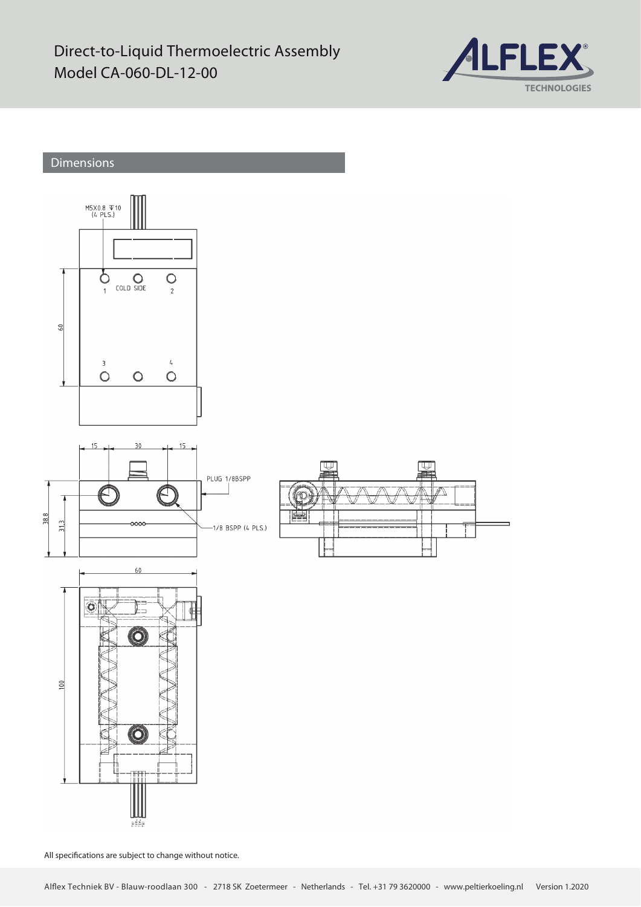# Direct-to-Liquid Thermoelectric Assembly
# Model CA-060-DL-12-00

## Dimensions

M5X0.8 ⊽10
(4 PLS.)

1 COLD SIDE 2

3 4

60

15 30 15

PLUG 1/8BSPP

1/8 BSPP (4 PLS.)

38.8

31.3

60

100

All specifications are subject to change without notice.

Alflex Techniek BV - Blauw-roodlaan 300 - 2718 SK Zoetermeer - Netherlands - Tel. +31 79 3620000 - www.peltierkoeling.nl Version 1.2020